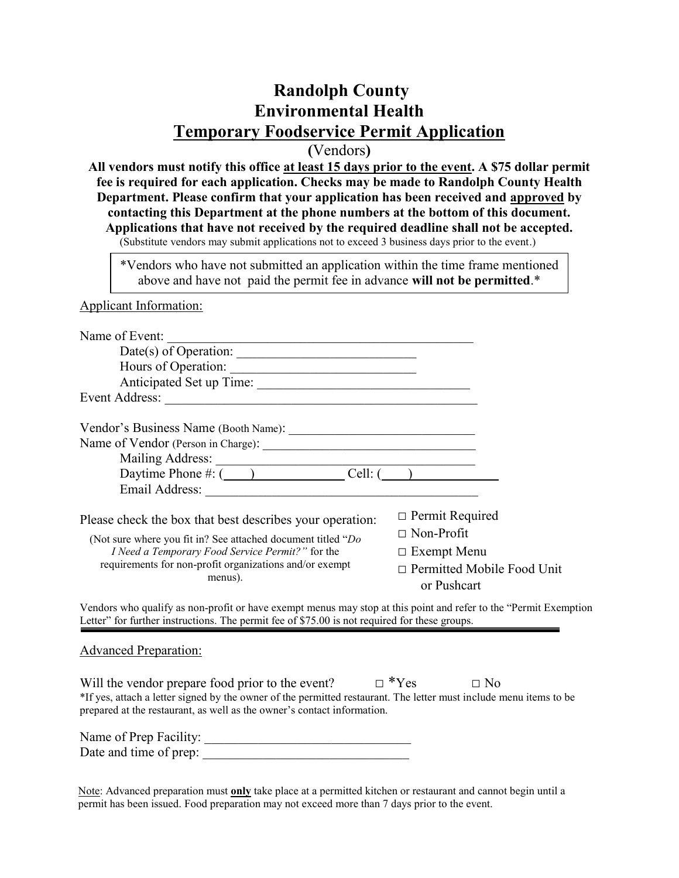# Randolph County
# Environmental Health
# Temporary Foodservice Permit Application

**(**Vendors**)**

**All vendors must notify this office at least 15 days prior to the event. A $75 dollar permit fee is required for each application. Checks may be made to Randolph County Health Department. Please confirm that your application has been received and approved by contacting this Department at the phone numbers at the bottom of this document. Applications that have not received by the required deadline shall not be accepted.**

(Substitute vendors may submit applications not to exceed 3 business days prior to the event.)

> *Vendors who have not submitted an application within the time frame mentioned above and have not paid the permit fee in advance **will not be permitted**.*

Applicant Information:

Name of Event: ______________________________________________

Date(s) of Operation: ___________________________

Hours of Operation: ___________________________

Anticipated Set up Time: ________________________________

Event Address: ________________________________________________

Vendor's Business Name (Booth Name): ____________________________

Name of Vendor (Person in Charge): _________________________________

Mailing Address: ________________________________________

Daytime Phone #: (____)______________ Cell: (____)_____________

Email Address: __________________________________________

Please check the box that best describes your operation:

(Not sure where you fit in? See attached document titled "*Do I Need a Temporary Food Service Permit?"* for the requirements for non-profit organizations and/or exempt menus).

□ Permit Required

□ Non-Profit

□ Exempt Menu

□ Permitted Mobile Food Unit or Pushcart

Vendors who qualify as non-profit or have exempt menus may stop at this point and refer to the "Permit Exemption Letter" for further instructions. The permit fee of $75.00 is not required for these groups.

---

Advanced Preparation:

Will the vendor prepare food prior to the event? □ *Yes □ No

*If yes, attach a letter signed by the owner of the permitted restaurant. The letter must include menu items to be prepared at the restaurant, as well as the owner's contact information.

Name of Prep Facility: ______________________________

Date and time of prep: ______________________________

Note: Advanced preparation must **only** take place at a permitted kitchen or restaurant and cannot begin until a permit has been issued. Food preparation may not exceed more than 7 days prior to the event.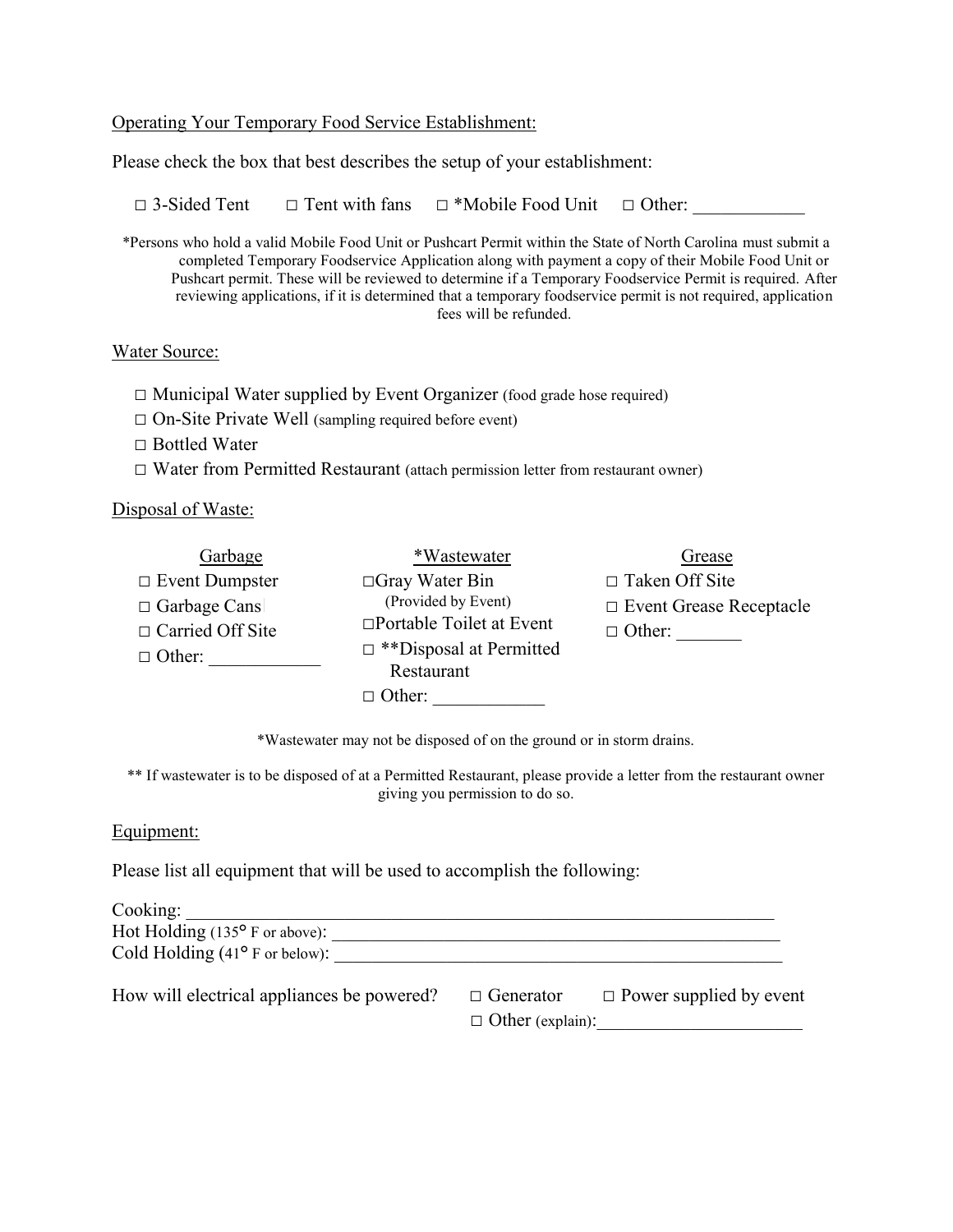## Operating Your Temporary Food Service Establishment:

Please check the box that best describes the setup of your establishment:

□ 3-Sided Tent □ Tent with fans □ *Mobile Food Unit □ Other: ____________

*Persons who hold a valid Mobile Food Unit or Pushcart Permit within the State of North Carolina must submit a completed Temporary Foodservice Application along with payment a copy of their Mobile Food Unit or Pushcart permit. These will be reviewed to determine if a Temporary Foodservice Permit is required. After reviewing applications, if it is determined that a temporary foodservice permit is not required, application fees will be refunded.

## Water Source:

- □ Municipal Water supplied by Event Organizer (food grade hose required)
- □ On-Site Private Well (sampling required before event)
- □ Bottled Water
- □ Water from Permitted Restaurant (attach permission letter from restaurant owner)

## Disposal of Waste:

| Garbage | *Wastewater | Grease |
|---|---|---|
| □ Event Dumpster | □ Gray Water Bin (Provided by Event) | □ Taken Off Site |
| □ Garbage Cans | □ Portable Toilet at Event | □ Event Grease Receptacle |
| □ Carried Off Site | □ **Disposal at Permitted Restaurant | □ Other: _______ |
| □ Other: ____________ | □ Other: ____________ | |

*Wastewater may not be disposed of on the ground or in storm drains.

** If wastewater is to be disposed of at a Permitted Restaurant, please provide a letter from the restaurant owner giving you permission to do so.

## Equipment:

Please list all equipment that will be used to accomplish the following:

Cooking: ____________________________________________________________________

Hot Holding (135° F or above): ____________________________________________________

Cold Holding (41° F or below): ____________________________________________________

How will electrical appliances be powered? □ Generator □ Power supplied by event □ Other (explain): ______________________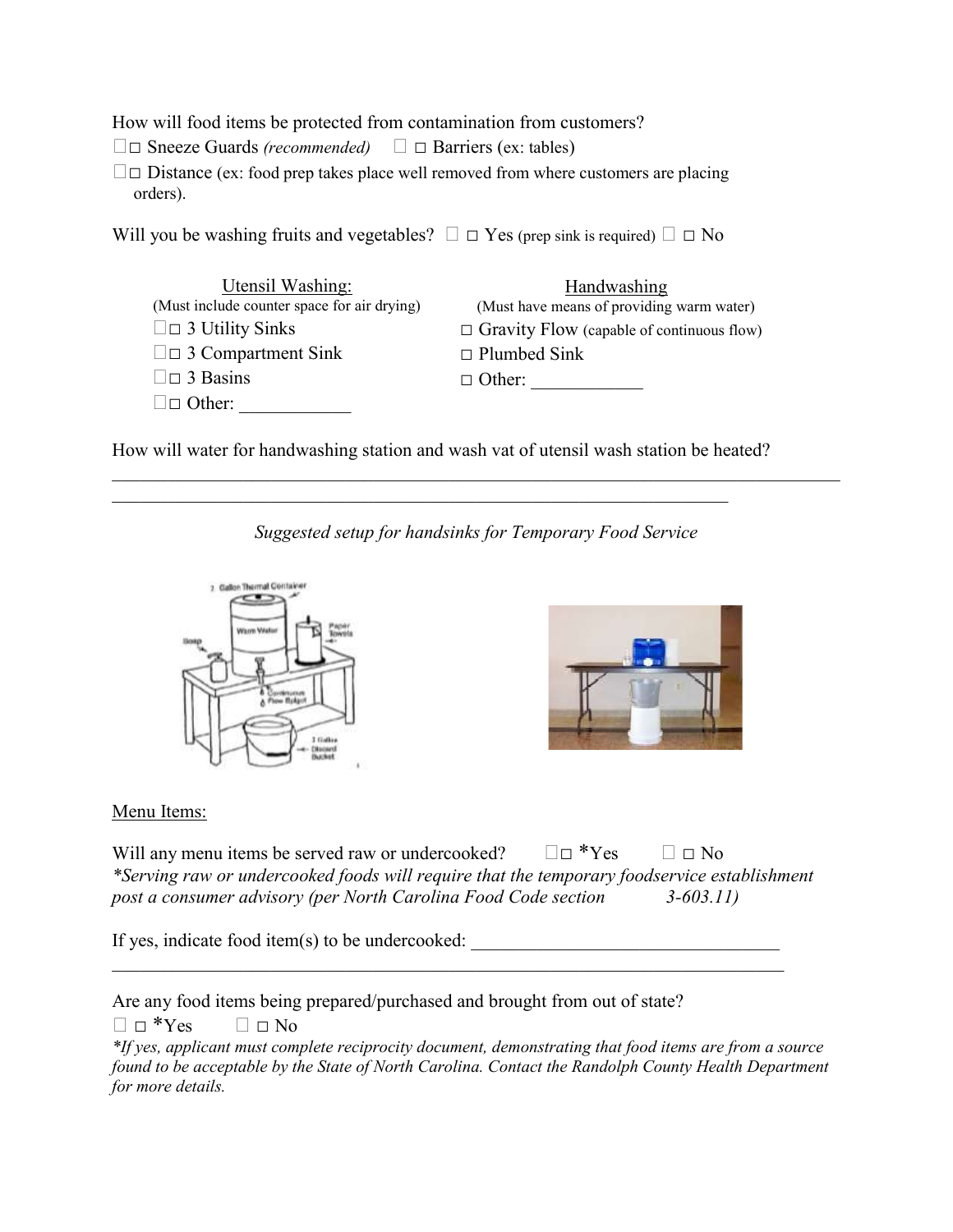How will food items be protected from contamination from customers?

□ Sneeze Guards *(recommended)* □ Barriers (ex: tables)

□ Distance (ex: food prep takes place well removed from where customers are placing orders).

Will you be washing fruits and vegetables? □ Yes (prep sink is required) □ No

| Utensil Washing: (Must include counter space for air drying) | Handwashing (Must have means of providing warm water) |
|---|---|
| □ 3 Utility Sinks | □ Gravity Flow (capable of continuous flow) |
| □ 3 Compartment Sink | □ Plumbed Sink |
| □ 3 Basins | □ Other: ____________ |
| □ Other: ____________ | |

How will water for handwashing station and wash vat of utensil wash station be heated?

______________________________________________________________________________

_____________________________________________________________________

*Suggested setup for handsinks for Temporary Food Service*

## Menu Items:

Will any menu items be served raw or undercooked? □ *Yes □ No

*\*Serving raw or undercooked foods will require that the temporary foodservice establishment post a consumer advisory (per North Carolina Food Code section 3-603.11)*

If yes, indicate food item(s) to be undercooked: _________________________________

___________________________________________________________________________

Are any food items being prepared/purchased and brought from out of state?

□ *Yes □ No

*\*If yes, applicant must complete reciprocity document, demonstrating that food items are from a source found to be acceptable by the State of North Carolina. Contact the Randolph County Health Department for more details.*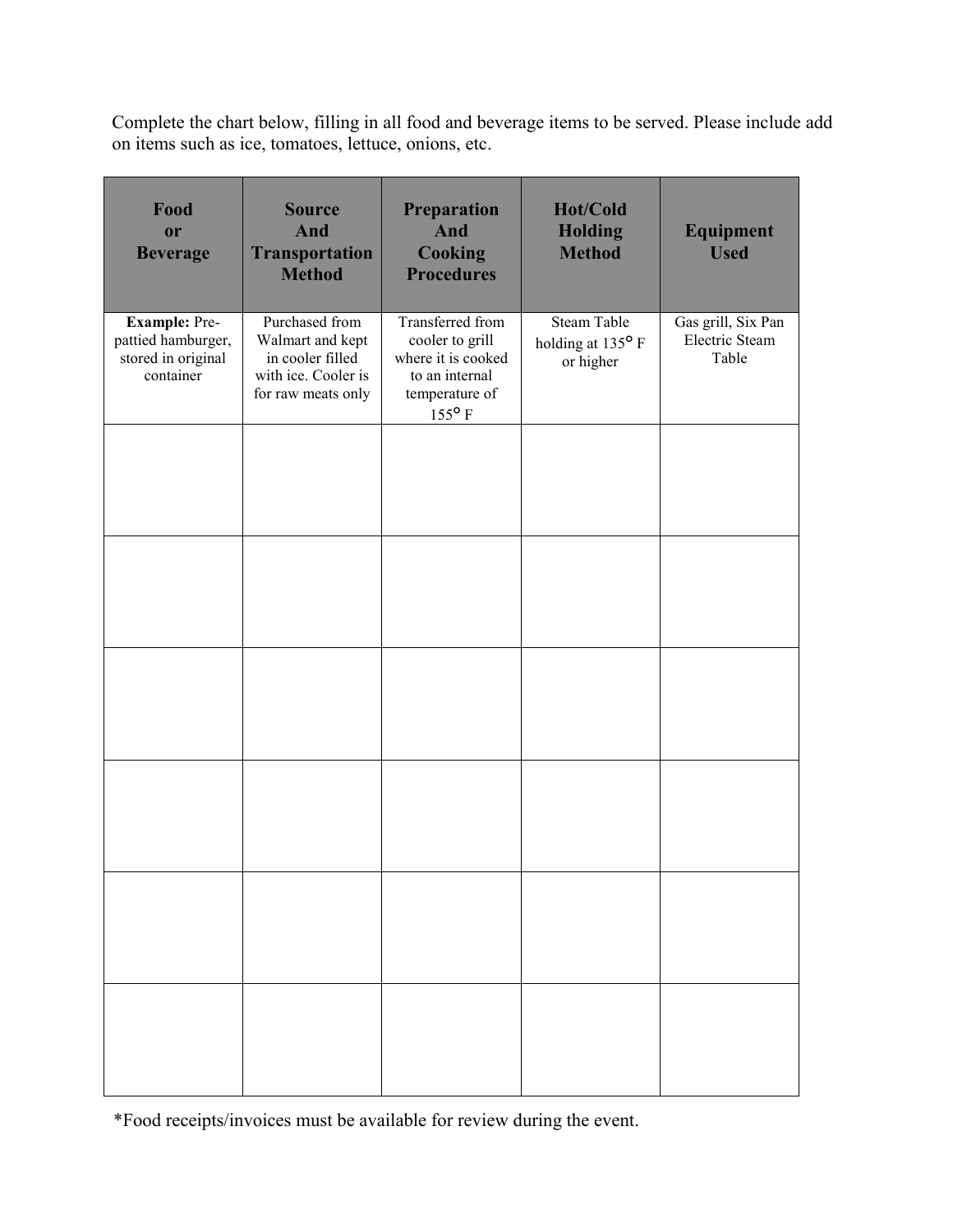Complete the chart below, filling in all food and beverage items to be served. Please include add on items such as ice, tomatoes, lettuce, onions, etc.

| Food or Beverage | Source And Transportation Method | Preparation And Cooking Procedures | Hot/Cold Holding Method | Equipment Used |
|---|---|---|---|---|
| **Example:** Pre-pattied hamburger, stored in original container | Purchased from Walmart and kept in cooler filled with ice. Cooler is for raw meats only | Transferred from cooler to grill where it is cooked to an internal temperature of 155° F | Steam Table holding at 135° F or higher | Gas grill, Six Pan Electric Steam Table |
| | | | | |
| | | | | |
| | | | | |
| | | | | |
| | | | | |
| | | | | |

*Food receipts/invoices must be available for review during the event.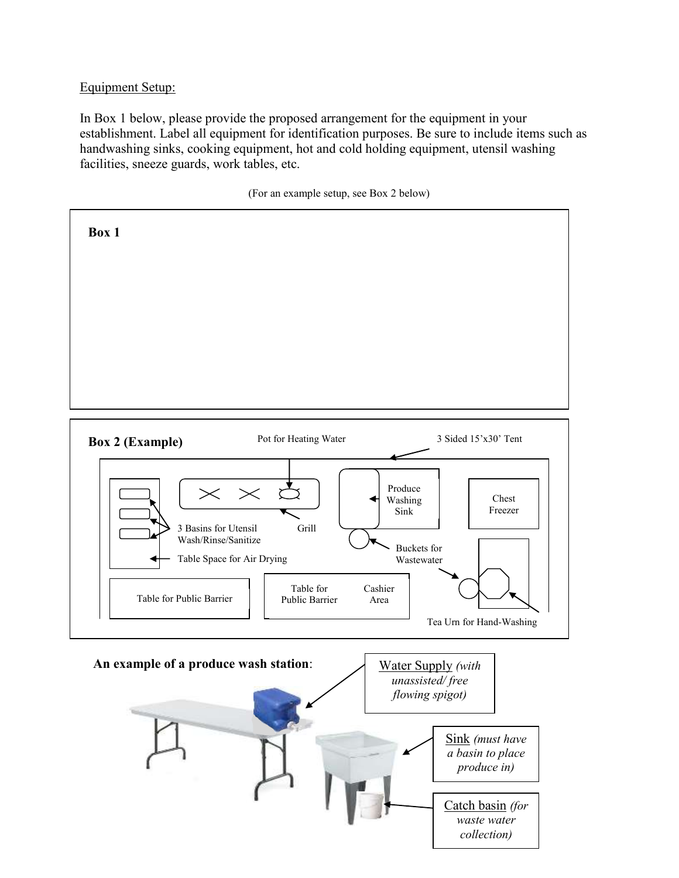Equipment Setup:

In Box 1 below, please provide the proposed arrangement for the equipment in your establishment. Label all equipment for identification purposes. Be sure to include items such as handwashing sinks, cooking equipment, hot and cold holding equipment, utensil washing facilities, sneeze guards, work tables, etc.

(For an example setup, see Box 2 below)

**Box 1**

**Box 2 (Example)**

Pot for Heating Water

3 Sided 15'x30' Tent

Produce Washing Sink

Chest Freezer

3 Basins for Utensil Wash/Rinse/Sanitize

Grill

Buckets for Wastewater

Table Space for Air Drying

Table for Public Barrier

Table for Public Barrier

Cashier Area

Tea Urn for Hand-Washing

**An example of a produce wash station**:

Water Supply *(with unassisted/ free flowing spigot)*

Sink *(must have a basin to place produce in)*

Catch basin *(for waste water collection)*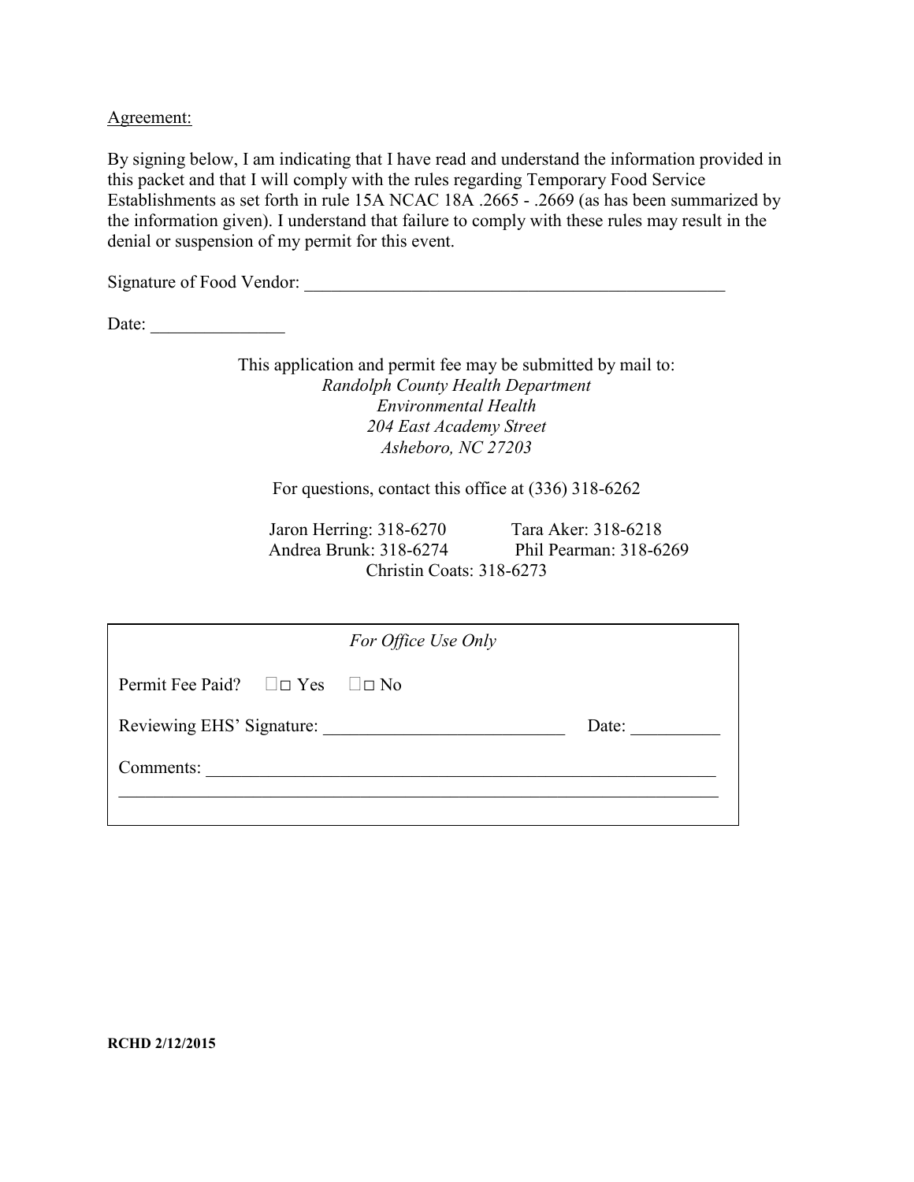Agreement:

By signing below, I am indicating that I have read and understand the information provided in this packet and that I will comply with the rules regarding Temporary Food Service Establishments as set forth in rule 15A NCAC 18A .2665 - .2669 (as has been summarized by the information given). I understand that failure to comply with these rules may result in the denial or suspension of my permit for this event.

Signature of Food Vendor: ________________________________________________

Date: _______________

This application and permit fee may be submitted by mail to:

*Randolph County Health Department*
*Environmental Health*
*204 East Academy Street*
*Asheboro, NC 27203*

For questions, contact this office at (336) 318-6262

Jaron Herring: 318-6270    Tara Aker: 318-6218
Andrea Brunk: 318-6274    Phil Pearman: 318-6269
Christin Coats: 318-6273

*For Office Use Only*

Permit Fee Paid? □ Yes □ No

Reviewing EHS' Signature: ___________________________ Date: __________

Comments: ___________________________________________________________
_____________________________________________________________________

**RCHD 2/12/2015**